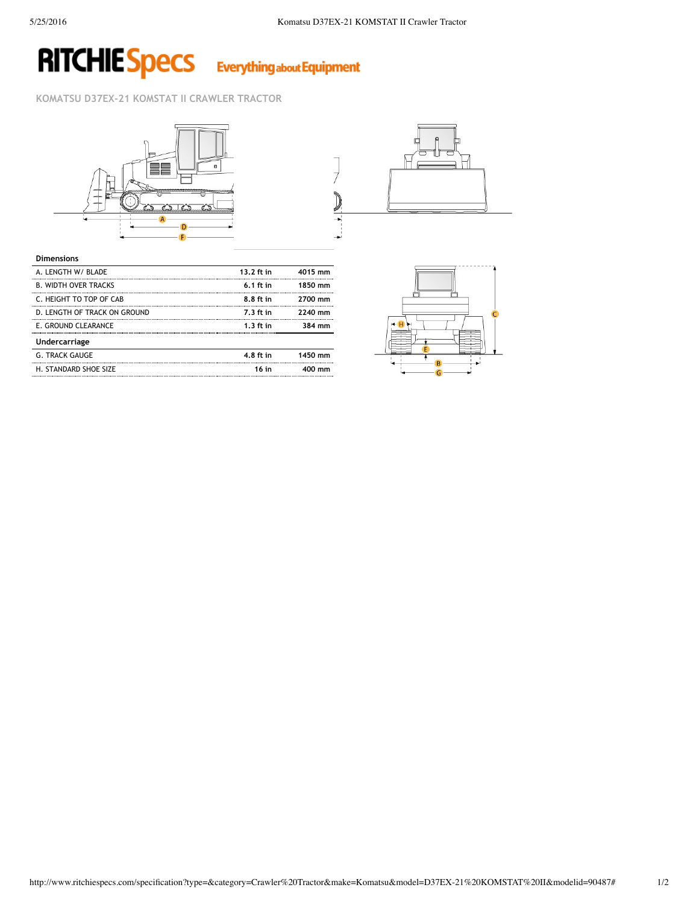# KOMATSU D37EX-21 KOMSTAT II CRAWLER TRACTOR

| Dimensions | | |
|---|---|---|
| A. LENGTH W/ BLADE | 13.2 ft in | 4015 mm |
| B. WIDTH OVER TRACKS | 6.1 ft in | 1850 mm |
| C. HEIGHT TO TOP OF CAB | 8.8 ft in | 2700 mm |
| D. LENGTH OF TRACK ON GROUND | 7.3 ft in | 2240 mm |
| E. GROUND CLEARANCE | 1.3 ft in | 384 mm |

| Undercarriage | | |
|---|---|---|
| G. TRACK GAUGE | 4.8 ft in | 1450 mm |
| H. STANDARD SHOE SIZE | 16 in | 400 mm |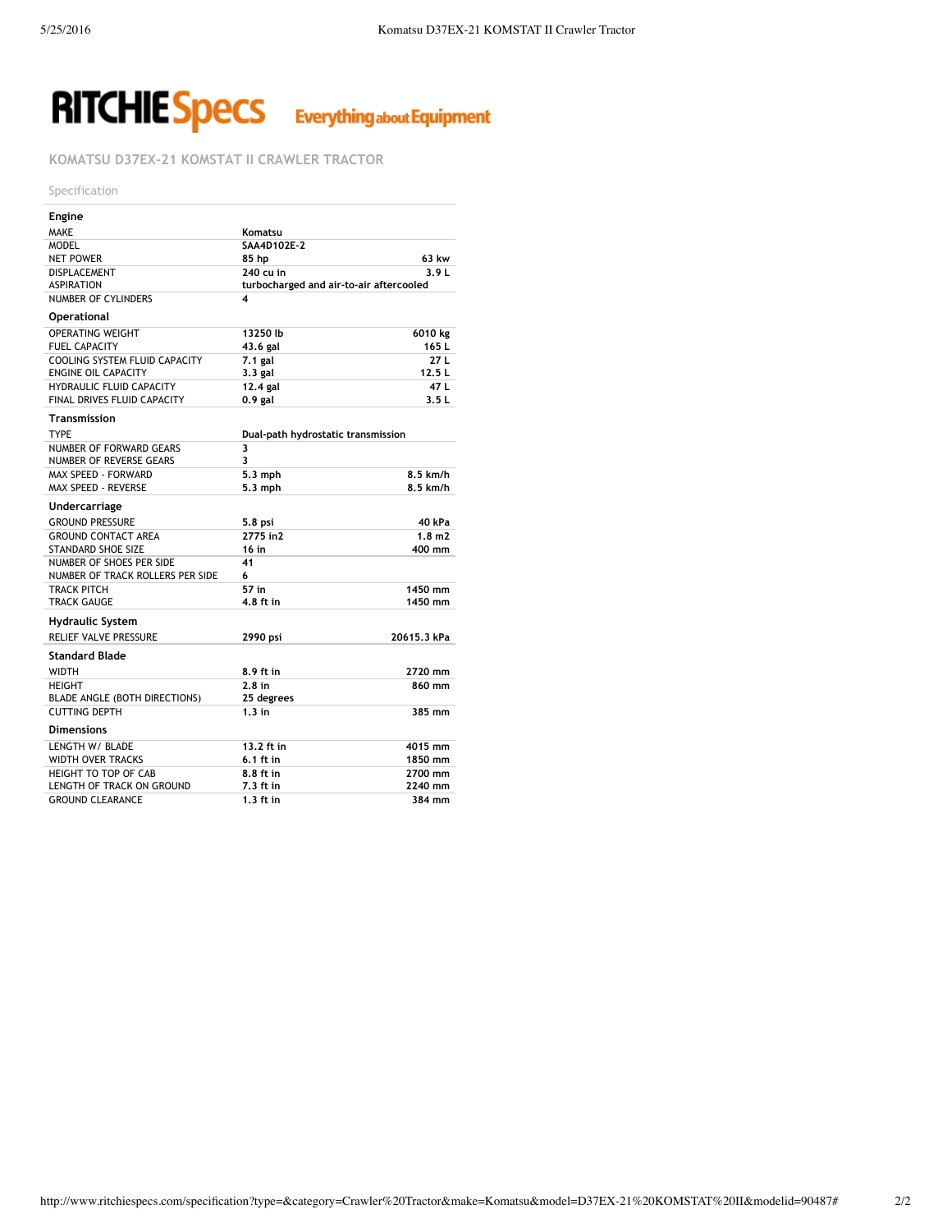RITCHIE Specs Everything about Equipment

## KOMATSU D37EX-21 KOMSTAT II CRAWLER TRACTOR

Specification

| | | |
|---|---|---|
| **Engine** | | |
| MAKE | Komatsu | |
| MODEL | SAA4D102E-2 | |
| NET POWER | 85 hp | 63 kw |
| DISPLACEMENT | 240 cu in | 3.9 L |
| ASPIRATION | turbocharged and air-to-air aftercooled | |
| NUMBER OF CYLINDERS | 4 | |
| **Operational** | | |
| OPERATING WEIGHT | 13250 lb | 6010 kg |
| FUEL CAPACITY | 43.6 gal | 165 L |
| COOLING SYSTEM FLUID CAPACITY | 7.1 gal | 27 L |
| ENGINE OIL CAPACITY | 3.3 gal | 12.5 L |
| HYDRAULIC FLUID CAPACITY | 12.4 gal | 47 L |
| FINAL DRIVES FLUID CAPACITY | 0.9 gal | 3.5 L |
| **Transmission** | | |
| TYPE | Dual-path hydrostatic transmission | |
| NUMBER OF FORWARD GEARS | 3 | |
| NUMBER OF REVERSE GEARS | 3 | |
| MAX SPEED - FORWARD | 5.3 mph | 8.5 km/h |
| MAX SPEED - REVERSE | 5.3 mph | 8.5 km/h |
| **Undercarriage** | | |
| GROUND PRESSURE | 5.8 psi | 40 kPa |
| GROUND CONTACT AREA | 2775 in2 | 1.8 m2 |
| STANDARD SHOE SIZE | 16 in | 400 mm |
| NUMBER OF SHOES PER SIDE | 41 | |
| NUMBER OF TRACK ROLLERS PER SIDE | 6 | |
| TRACK PITCH | 57 in | 1450 mm |
| TRACK GAUGE | 4.8 ft in | 1450 mm |
| **Hydraulic System** | | |
| RELIEF VALVE PRESSURE | 2990 psi | 20615.3 kPa |
| **Standard Blade** | | |
| WIDTH | 8.9 ft in | 2720 mm |
| HEIGHT | 2.8 in | 860 mm |
| BLADE ANGLE (BOTH DIRECTIONS) | 25 degrees | |
| CUTTING DEPTH | 1.3 in | 385 mm |
| **Dimensions** | | |
| LENGTH W/ BLADE | 13.2 ft in | 4015 mm |
| WIDTH OVER TRACKS | 6.1 ft in | 1850 mm |
| HEIGHT TO TOP OF CAB | 8.8 ft in | 2700 mm |
| LENGTH OF TRACK ON GROUND | 7.3 ft in | 2240 mm |
| GROUND CLEARANCE | 1.3 ft in | 384 mm |